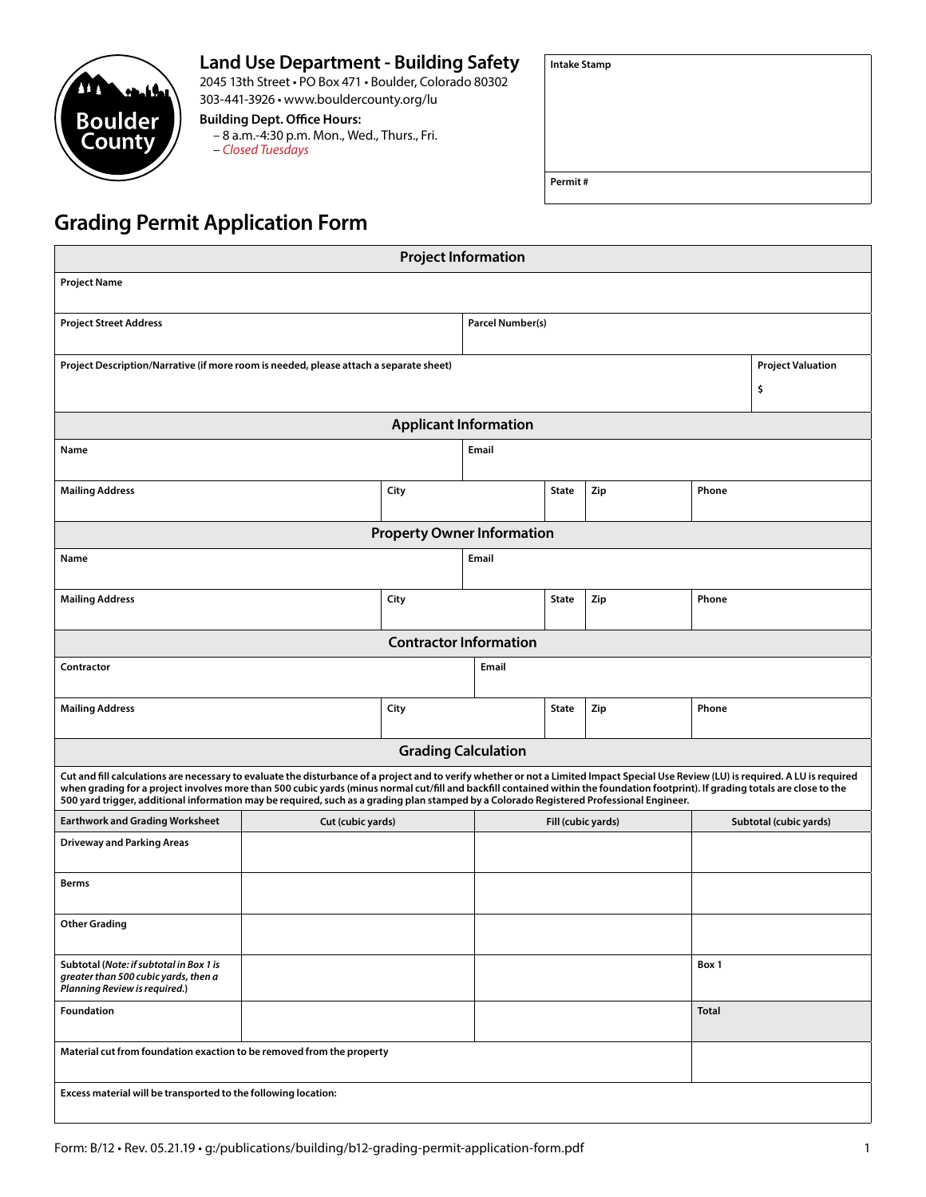## Land Use Department - Building Safety

2045 13th Street • PO Box 471 • Boulder, Colorado 80302
303-441-3926 • www.bouldercounty.org/lu

**Building Dept. Office Hours:**
– 8 a.m.-4:30 p.m. Mon., Wed., Thurs., Fri.
– *Closed Tuesdays*

| Intake Stamp |
|---|
| |
| **Permit #** |

# Grading Permit Application Form

| **Project Information** | | | | | |
|---|---|---|---|---|---|
| **Project Name** | | | | | |
| **Project Street Address** | | | **Parcel Number(s)** | | |
| **Project Description/Narrative (if more room is needed, please attach a separate sheet)** | | | | | **Project Valuation** $ |
| **Applicant Information** | | | | | |
| **Name** | | | **Email** | | |
| **Mailing Address** | **City** | **State** | **Zip** | **Phone** | |
| **Property Owner Information** | | | | | |
| **Name** | | | **Email** | | |
| **Mailing Address** | **City** | **State** | **Zip** | **Phone** | |
| **Contractor Information** | | | | | |
| **Contractor** | | | **Email** | | |
| **Mailing Address** | **City** | **State** | **Zip** | **Phone** | |

**Grading Calculation**

Cut and fill calculations are necessary to evaluate the disturbance of a project and to verify whether or not a Limited Impact Special Use Review (LU) is required. A LU is required when grading for a project involves more than 500 cubic yards (minus normal cut/fill and backfill contained within the foundation footprint). If grading totals are close to the 500 yard trigger, additional information may be required, such as a grading plan stamped by a Colorado Registered Professional Engineer.

| **Earthwork and Grading Worksheet** | **Cut (cubic yards)** | **Fill (cubic yards)** | **Subtotal (cubic yards)** |
|---|---|---|---|
| **Driveway and Parking Areas** | | | |
| **Berms** | | | |
| **Other Grading** | | | |
| **Subtotal** (*Note: if subtotal in Box 1 is greater than 500 cubic yards, then a Planning Review is required.*) | | | **Box 1** |
| **Foundation** | | | **Total** |
| **Material cut from foundation exaction to be removed from the property** | | | |
| **Excess material will be transported to the following location:** | | | |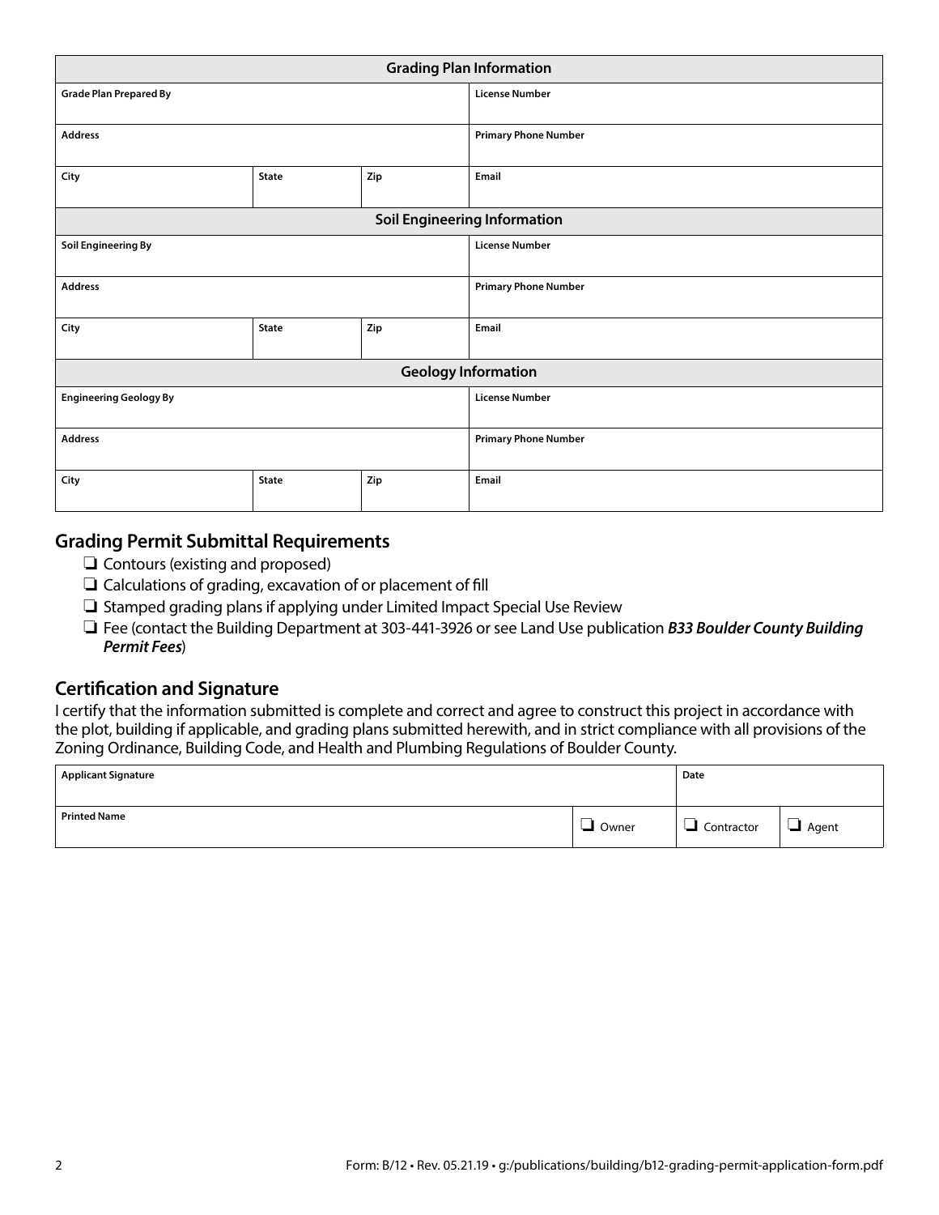| Grading Plan Information | | | |
|---|---|---|---|
| Grade Plan Prepared By | | | License Number |
| Address | | | Primary Phone Number |
| City | State | Zip | Email |

| Soil Engineering Information | | | |
|---|---|---|---|
| Soil Engineering By | | | License Number |
| Address | | | Primary Phone Number |
| City | State | Zip | Email |

| Geology Information | | | |
|---|---|---|---|
| Engineering Geology By | | | License Number |
| Address | | | Primary Phone Number |
| City | State | Zip | Email |

## Grading Permit Submittal Requirements

- ❑ Contours (existing and proposed)
- ❑ Calculations of grading, excavation of or placement of fill
- ❑ Stamped grading plans if applying under Limited Impact Special Use Review
- ❑ Fee (contact the Building Department at 303-441-3926 or see Land Use publication ***B33 Boulder County Building Permit Fees***)

## Certification and Signature

I certify that the information submitted is complete and correct and agree to construct this project in accordance with the plot, building if applicable, and grading plans submitted herewith, and in strict compliance with all provisions of the Zoning Ordinance, Building Code, and Health and Plumbing Regulations of Boulder County.

| | | | |
|---|---|---|---|
| Applicant Signature | | Date | |
| Printed Name | ❑ Owner | ❑ Contractor | ❑ Agent |

Form: B/12 • Rev. 05.21.19 • g:/publications/building/b12-grading-permit-application-form.pdf